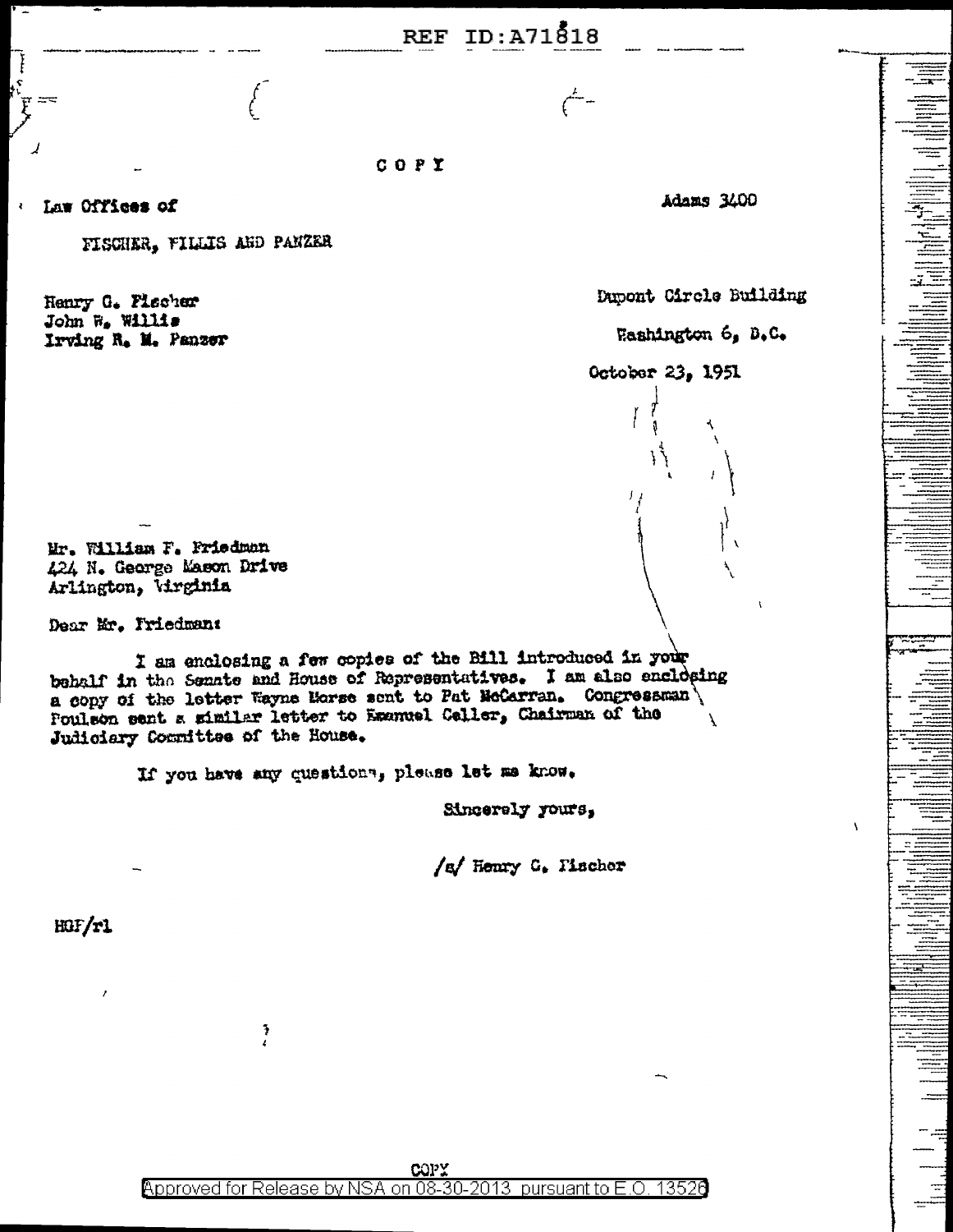REF ID:A71818

COPY

Law Offices of

FISCHER, WILLIS AND PANZER

Adams 3400

Henry G. Fischer
John W. Willis
Irving R. M. Panzer

Dupont Circle Building

Washington 6, D.C.

October 23, 1951

Mr. William F. Friedman
424 N. George Mason Drive
Arlington, Virginia

Dear Mr. Friedman:

I am enclosing a few copies of the Bill introduced in your behalf in the Senate and House of Representatives. I am also enclosing a copy of the letter Wayne Morse sent to Pat McCarran. Congressman Poulson sent a similar letter to Emanuel Celler, Chairman of the Judiciary Committee of the House.

If you have any questions, please let me know.

Sincerely yours,

/s/ Henry G. Fischer

HGF/rl

COPY

Approved for Release by NSA on 08-30-2013 pursuant to E.O. 13526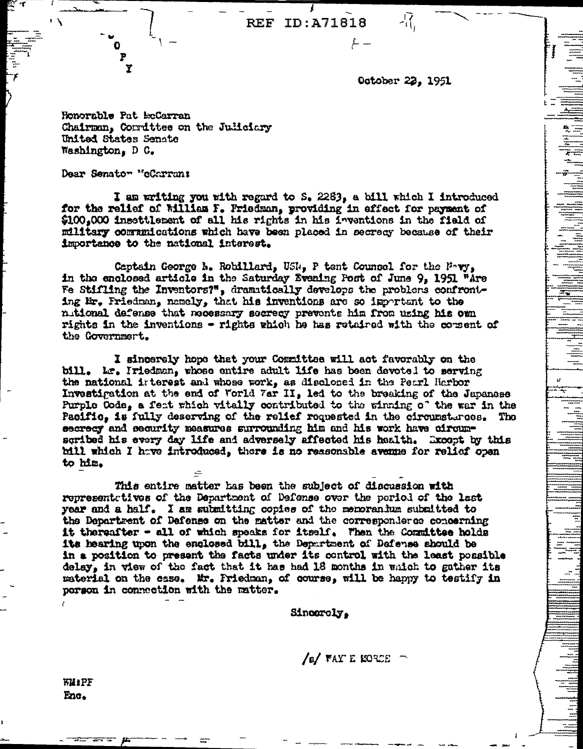REF ID:A71818

C
O
P
Y

October 23, 1951

Honorable Pat McCarran
Chairman, Committee on the Judiciary
United States Senate
Washington, D C.

Dear Senator McCarran:

I am writing you with regard to S. 2283, a bill which I introduced for the relief of William F. Friedman, providing in effect for payment of $100,000 insettlement of all his rights in his inventions in the field of military communications which have been placed in secrecy because of their importance to the national interest.

Captain George A. Robillard, USN, Patent Counsel for the Navy, in the enclosed article in the Saturday Evening Post of June 9, 1951 "Are We Stifling the Inventors?", dramatically develops the problems confronting Mr. Friedman, namely, that his inventions are so important to the national defense that necessary secrecy prevents him from using his own rights in the inventions - rights which he has retained with the consent of the Government.

I sincerely hope that your Committee will act favorably on the bill. Mr. Friedman, whose entire adult life has been devoted to serving the national interest and whose work, as disclosed in the Pearl Harbor Investigation at the end of World War II, led to the breaking of the Japanese Purple Code, a feat which vitally contributed to the winning of the war in the Pacific, is fully deserving of the relief requested in the circumstances. The secrecy and security measures surrounding him and his work have circumscribed his every day life and adversely affected his health. Except by this bill which I have introduced, there is no reasonable avenue for relief open to him.

This entire matter has been the subject of discussion with representatives of the Department of Defense over the period of the last year and a half. I am submitting copies of the memorandum submitted to the Department of Defense on the matter and the correspondence concerning it thereafter - all of which speaks for itself. When the Committee holds its hearing upon the enclosed bill, the Department of Defense should be in a position to present the facts under its control with the least possible delay, in view of the fact that it has had 18 months in which to gather its material on the case. Mr. Friedman, of course, will be happy to testify in person in connection with the matter.

Sincerely,

/s/ WAYNE MORSE

WM:PF
Enc.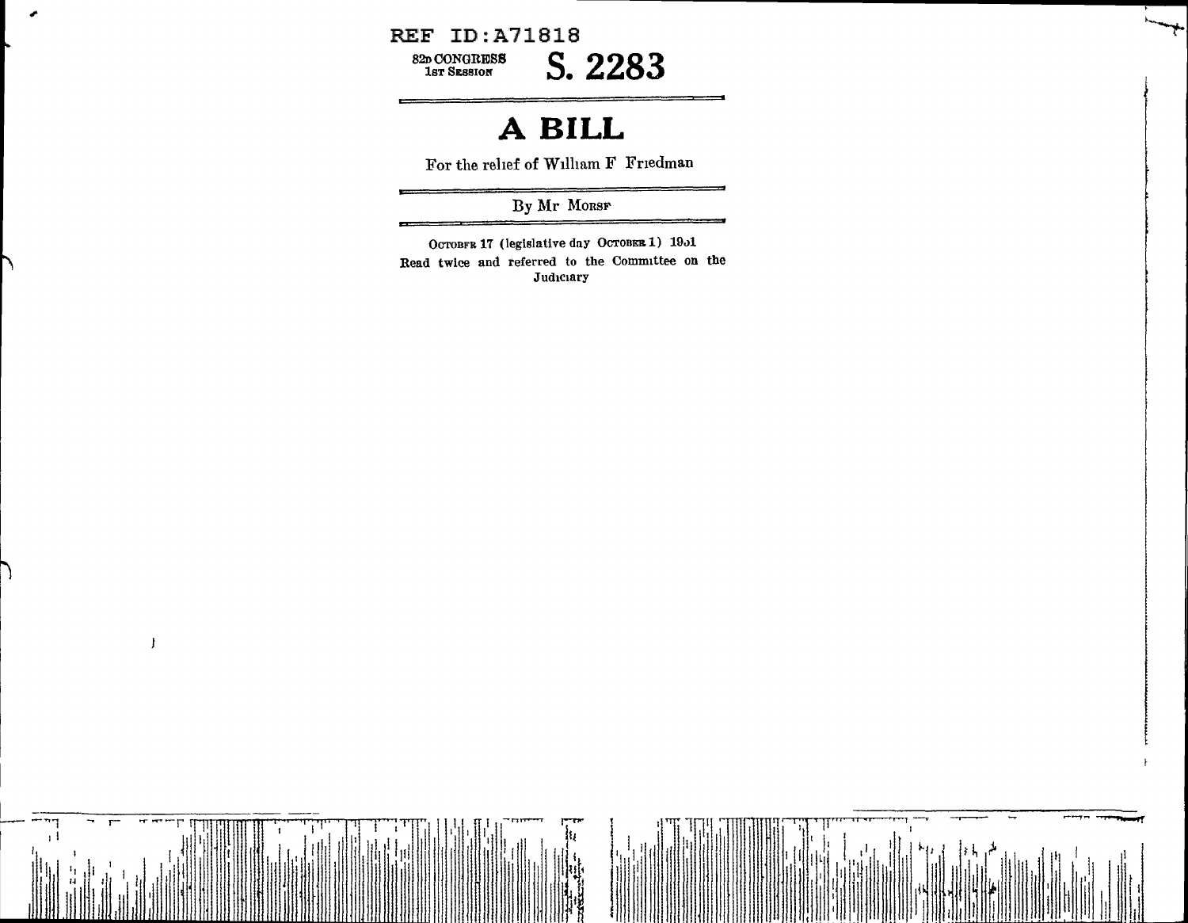REF ID:A71818

82D CONGRESS
1ST SESSION

# S. 2283

# A BILL

For the relief of William F Friedman

By Mr MORSE

OCTOBER 17 (legislative day OCTOBER 1) 1951

Read twice and referred to the Committee on the Judiciary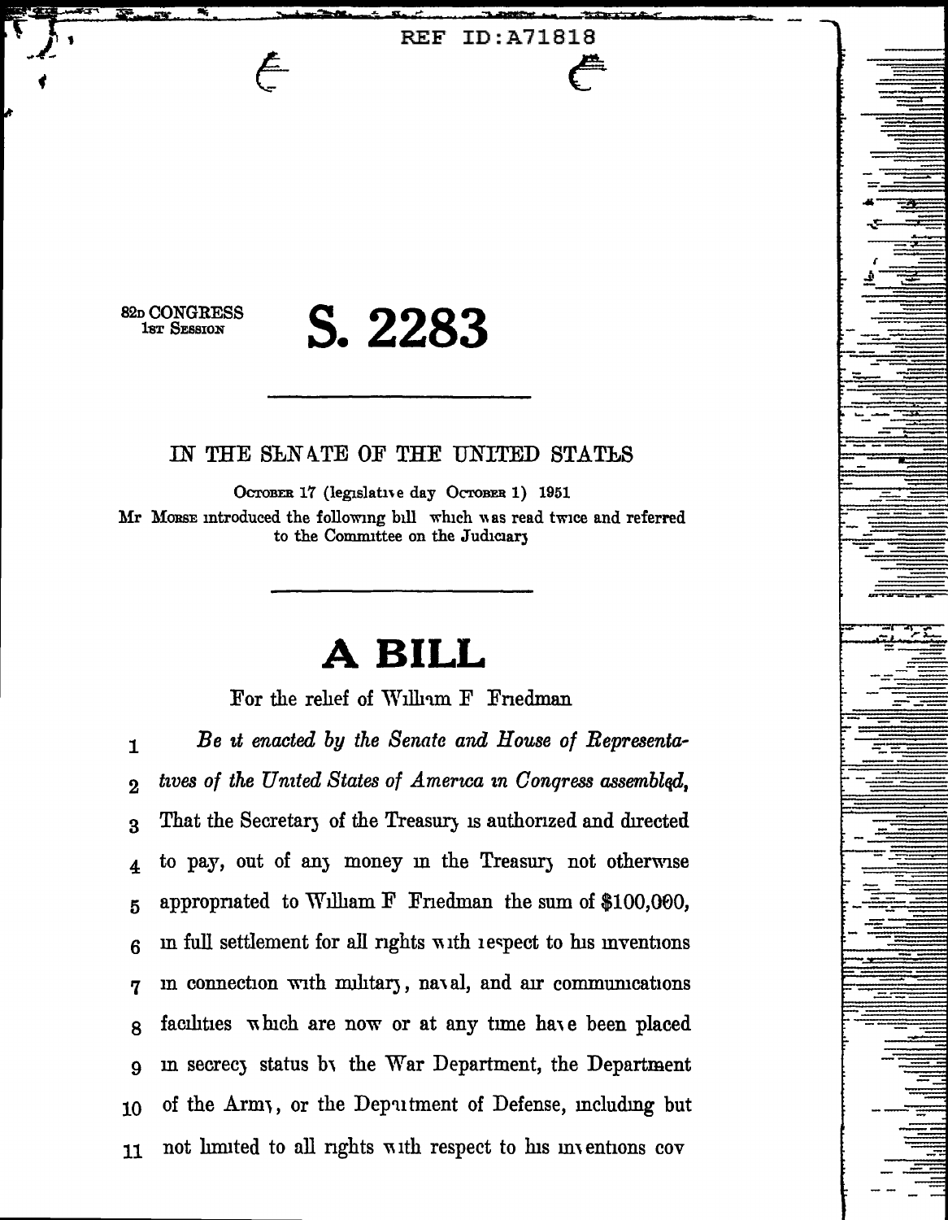REF ID:A71818

82D CONGRESS
1ST SESSION

# S. 2283

IN THE SENATE OF THE UNITED STATES

OCTOBER 17 (legislative day OCTOBER 1) 1951

Mr MORSE introduced the following bill which was read twice and referred to the Committee on the Judiciary

# A BILL

For the relief of William F Friedman

1 *Be it enacted by the Senate and House of Representa-*
2 *tives of the United States of America in Congress assembled,*
3 That the Secretary of the Treasury is authorized and directed
4 to pay, out of any money in the Treasury not otherwise
5 appropriated to William F Friedman the sum of $100,000,
6 in full settlement for all rights with respect to his inventions
7 in connection with military, naval, and air communications
8 facilities which are now or at any time have been placed
9 in secrecy status by the War Department, the Department
10 of the Army, or the Department of Defense, including but
11 not limited to all rights with respect to his inventions cov